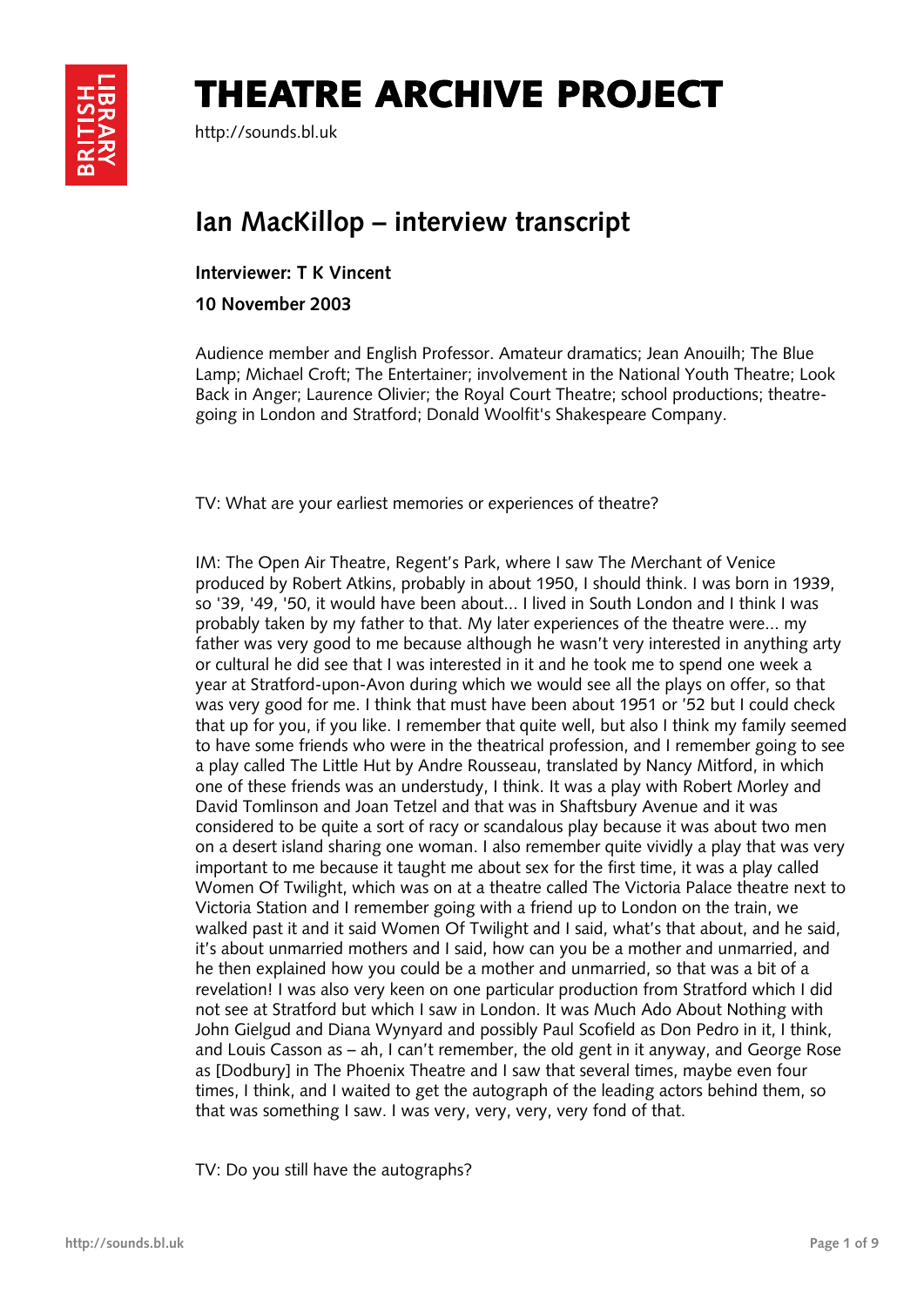# THEATRE ARCHIVE PROJECT

http://sounds.bl.uk

## Ian MacKillop – interview transcript

**Interviewer: T K Vincent**

**10 November 2003**

Audience member and English Professor. Amateur dramatics; Jean Anouilh; The Blue Lamp; Michael Croft; The Entertainer; involvement in the National Youth Theatre; Look Back in Anger; Laurence Olivier; the Royal Court Theatre; school productions; theatre-going in London and Stratford; Donald Woolfit's Shakespeare Company.

TV: What are your earliest memories or experiences of theatre?

IM: The Open Air Theatre, Regent's Park, where I saw The Merchant of Venice produced by Robert Atkins, probably in about 1950, I should think. I was born in 1939, so '39, '49, '50, it would have been about... I lived in South London and I think I was probably taken by my father to that. My later experiences of the theatre were... my father was very good to me because although he wasn't very interested in anything arty or cultural he did see that I was interested in it and he took me to spend one week a year at Stratford-upon-Avon during which we would see all the plays on offer, so that was very good for me. I think that must have been about 1951 or '52 but I could check that up for you, if you like. I remember that quite well, but also I think my family seemed to have some friends who were in the theatrical profession, and I remember going to see a play called The Little Hut by Andre Rousseau, translated by Nancy Mitford, in which one of these friends was an understudy, I think. It was a play with Robert Morley and David Tomlinson and Joan Tetzel and that was in Shaftsbury Avenue and it was considered to be quite a sort of racy or scandalous play because it was about two men on a desert island sharing one woman. I also remember quite vividly a play that was very important to me because it taught me about sex for the first time, it was a play called Women Of Twilight, which was on at a theatre called The Victoria Palace theatre next to Victoria Station and I remember going with a friend up to London on the train, we walked past it and it said Women Of Twilight and I said, what's that about, and he said, it's about unmarried mothers and I said, how can you be a mother and unmarried, and he then explained how you could be a mother and unmarried, so that was a bit of a revelation! I was also very keen on one particular production from Stratford which I did not see at Stratford but which I saw in London. It was Much Ado About Nothing with John Gielgud and Diana Wynyard and possibly Paul Scofield as Don Pedro in it, I think, and Louis Casson as – ah, I can't remember, the old gent in it anyway, and George Rose as [Dodbury] in The Phoenix Theatre and I saw that several times, maybe even four times, I think, and I waited to get the autograph of the leading actors behind them, so that was something I saw. I was very, very, very, very fond of that.

TV: Do you still have the autographs?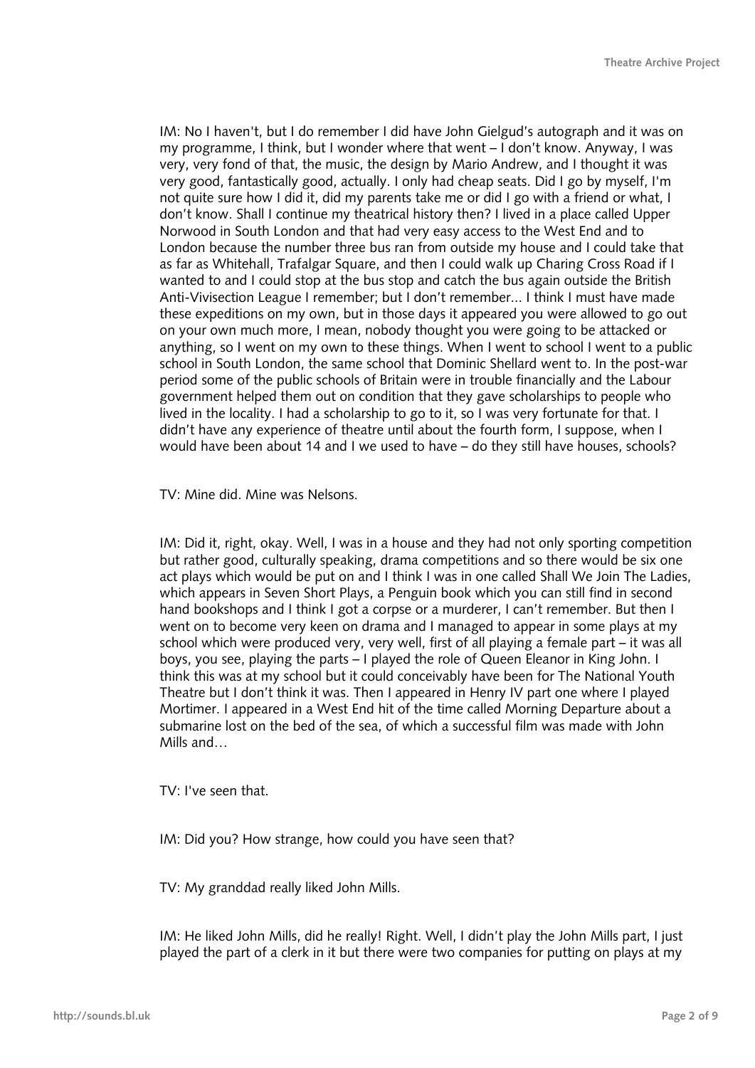IM: No I haven't, but I do remember I did have John Gielgud's autograph and it was on my programme, I think, but I wonder where that went – I don't know. Anyway, I was very, very fond of that, the music, the design by Mario Andrew, and I thought it was very good, fantastically good, actually. I only had cheap seats. Did I go by myself, I'm not quite sure how I did it, did my parents take me or did I go with a friend or what, I don't know. Shall I continue my theatrical history then? I lived in a place called Upper Norwood in South London and that had very easy access to the West End and to London because the number three bus ran from outside my house and I could take that as far as Whitehall, Trafalgar Square, and then I could walk up Charing Cross Road if I wanted to and I could stop at the bus stop and catch the bus again outside the British Anti-Vivisection League I remember; but I don't remember... I think I must have made these expeditions on my own, but in those days it appeared you were allowed to go out on your own much more, I mean, nobody thought you were going to be attacked or anything, so I went on my own to these things. When I went to school I went to a public school in South London, the same school that Dominic Shellard went to. In the post-war period some of the public schools of Britain were in trouble financially and the Labour government helped them out on condition that they gave scholarships to people who lived in the locality. I had a scholarship to go to it, so I was very fortunate for that. I didn't have any experience of theatre until about the fourth form, I suppose, when I would have been about 14 and I we used to have – do they still have houses, schools?

TV: Mine did. Mine was Nelsons.

IM: Did it, right, okay. Well, I was in a house and they had not only sporting competition but rather good, culturally speaking, drama competitions and so there would be six one act plays which would be put on and I think I was in one called Shall We Join The Ladies, which appears in Seven Short Plays, a Penguin book which you can still find in second hand bookshops and I think I got a corpse or a murderer, I can't remember. But then I went on to become very keen on drama and I managed to appear in some plays at my school which were produced very, very well, first of all playing a female part – it was all boys, you see, playing the parts – I played the role of Queen Eleanor in King John. I think this was at my school but it could conceivably have been for The National Youth Theatre but I don't think it was. Then I appeared in Henry IV part one where I played Mortimer. I appeared in a West End hit of the time called Morning Departure about a submarine lost on the bed of the sea, of which a successful film was made with John Mills and…

TV: I've seen that.

IM: Did you? How strange, how could you have seen that?

TV: My granddad really liked John Mills.

IM: He liked John Mills, did he really! Right. Well, I didn't play the John Mills part, I just played the part of a clerk in it but there were two companies for putting on plays at my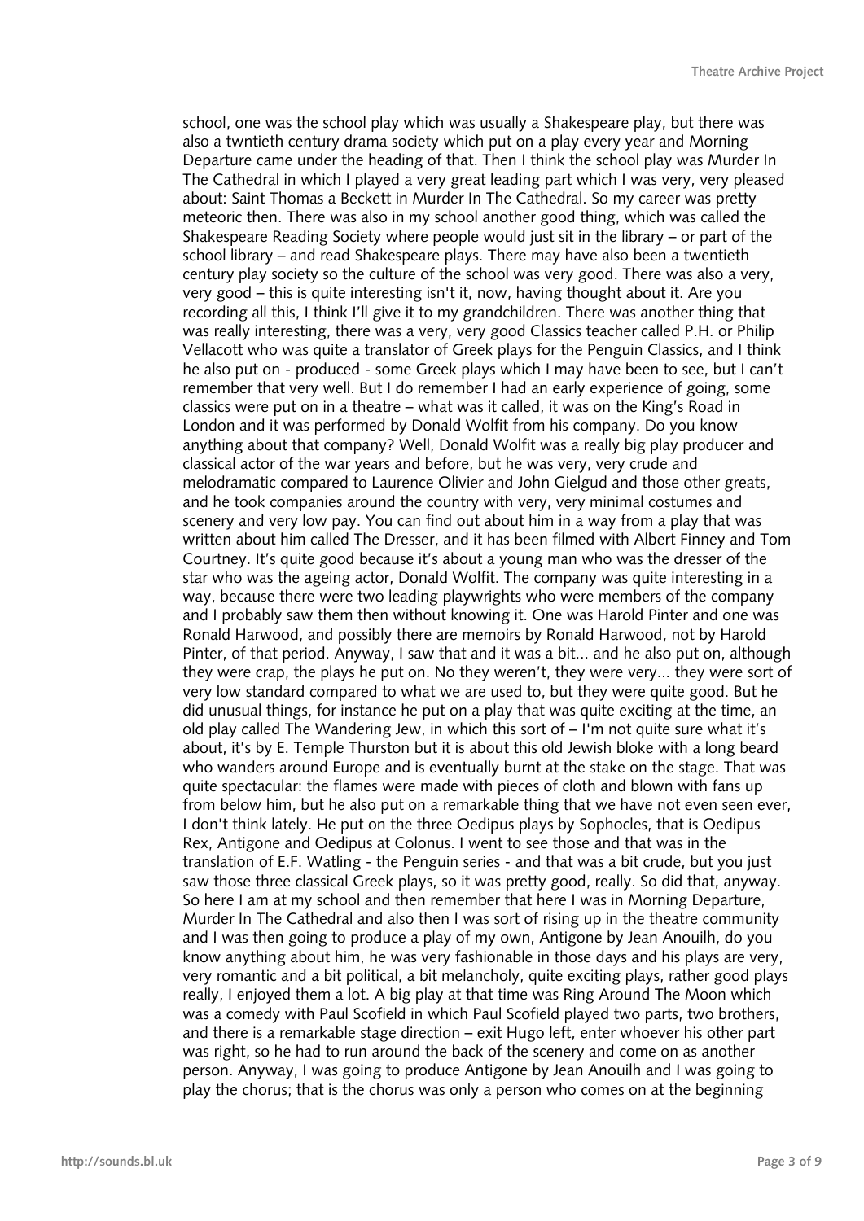school, one was the school play which was usually a Shakespeare play, but there was also a twntieth century drama society which put on a play every year and Morning Departure came under the heading of that. Then I think the school play was Murder In The Cathedral in which I played a very great leading part which I was very, very pleased about: Saint Thomas a Beckett in Murder In The Cathedral. So my career was pretty meteoric then. There was also in my school another good thing, which was called the Shakespeare Reading Society where people would just sit in the library – or part of the school library – and read Shakespeare plays. There may have also been a twentieth century play society so the culture of the school was very good. There was also a very, very good – this is quite interesting isn't it, now, having thought about it. Are you recording all this, I think I'll give it to my grandchildren. There was another thing that was really interesting, there was a very, very good Classics teacher called P.H. or Philip Vellacott who was quite a translator of Greek plays for the Penguin Classics, and I think he also put on - produced - some Greek plays which I may have been to see, but I can't remember that very well. But I do remember I had an early experience of going, some classics were put on in a theatre – what was it called, it was on the King's Road in London and it was performed by Donald Wolfit from his company. Do you know anything about that company? Well, Donald Wolfit was a really big play producer and classical actor of the war years and before, but he was very, very crude and melodramatic compared to Laurence Olivier and John Gielgud and those other greats, and he took companies around the country with very, very minimal costumes and scenery and very low pay. You can find out about him in a way from a play that was written about him called The Dresser, and it has been filmed with Albert Finney and Tom Courtney. It's quite good because it's about a young man who was the dresser of the star who was the ageing actor, Donald Wolfit. The company was quite interesting in a way, because there were two leading playwrights who were members of the company and I probably saw them then without knowing it. One was Harold Pinter and one was Ronald Harwood, and possibly there are memoirs by Ronald Harwood, not by Harold Pinter, of that period. Anyway, I saw that and it was a bit... and he also put on, although they were crap, the plays he put on. No they weren't, they were very... they were sort of very low standard compared to what we are used to, but they were quite good. But he did unusual things, for instance he put on a play that was quite exciting at the time, an old play called The Wandering Jew, in which this sort of – I'm not quite sure what it's about, it's by E. Temple Thurston but it is about this old Jewish bloke with a long beard who wanders around Europe and is eventually burnt at the stake on the stage. That was quite spectacular: the flames were made with pieces of cloth and blown with fans up from below him, but he also put on a remarkable thing that we have not even seen ever, I don't think lately. He put on the three Oedipus plays by Sophocles, that is Oedipus Rex, Antigone and Oedipus at Colonus. I went to see those and that was in the translation of E.F. Watling - the Penguin series - and that was a bit crude, but you just saw those three classical Greek plays, so it was pretty good, really. So did that, anyway. So here I am at my school and then remember that here I was in Morning Departure, Murder In The Cathedral and also then I was sort of rising up in the theatre community and I was then going to produce a play of my own, Antigone by Jean Anouilh, do you know anything about him, he was very fashionable in those days and his plays are very, very romantic and a bit political, a bit melancholy, quite exciting plays, rather good plays really, I enjoyed them a lot. A big play at that time was Ring Around The Moon which was a comedy with Paul Scofield in which Paul Scofield played two parts, two brothers, and there is a remarkable stage direction – exit Hugo left, enter whoever his other part was right, so he had to run around the back of the scenery and come on as another person. Anyway, I was going to produce Antigone by Jean Anouilh and I was going to play the chorus; that is the chorus was only a person who comes on at the beginning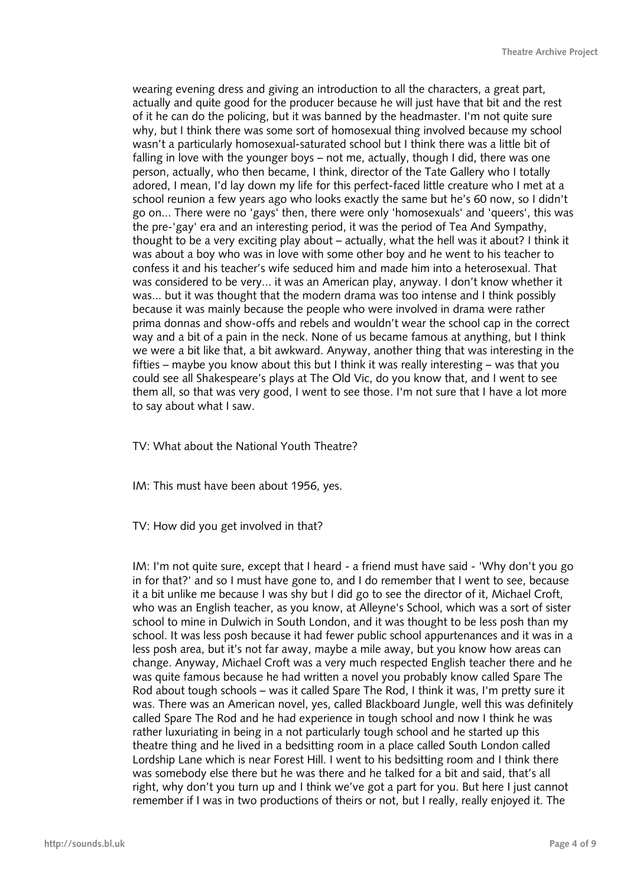wearing evening dress and giving an introduction to all the characters, a great part, actually and quite good for the producer because he will just have that bit and the rest of it he can do the policing, but it was banned by the headmaster. I'm not quite sure why, but I think there was some sort of homosexual thing involved because my school wasn't a particularly homosexual-saturated school but I think there was a little bit of falling in love with the younger boys – not me, actually, though I did, there was one person, actually, who then became, I think, director of the Tate Gallery who I totally adored, I mean, I'd lay down my life for this perfect-faced little creature who I met at a school reunion a few years ago who looks exactly the same but he's 60 now, so I didn't go on... There were no 'gays' then, there were only 'homosexuals' and 'queers', this was the pre-'gay' era and an interesting period, it was the period of Tea And Sympathy, thought to be a very exciting play about – actually, what the hell was it about? I think it was about a boy who was in love with some other boy and he went to his teacher to confess it and his teacher's wife seduced him and made him into a heterosexual. That was considered to be very... it was an American play, anyway. I don't know whether it was... but it was thought that the modern drama was too intense and I think possibly because it was mainly because the people who were involved in drama were rather prima donnas and show-offs and rebels and wouldn't wear the school cap in the correct way and a bit of a pain in the neck. None of us became famous at anything, but I think we were a bit like that, a bit awkward. Anyway, another thing that was interesting in the fifties – maybe you know about this but I think it was really interesting – was that you could see all Shakespeare's plays at The Old Vic, do you know that, and I went to see them all, so that was very good, I went to see those. I'm not sure that I have a lot more to say about what I saw.

TV: What about the National Youth Theatre?

IM: This must have been about 1956, yes.

TV: How did you get involved in that?

IM: I'm not quite sure, except that I heard - a friend must have said - 'Why don't you go in for that?' and so I must have gone to, and I do remember that I went to see, because it a bit unlike me because I was shy but I did go to see the director of it, Michael Croft, who was an English teacher, as you know, at Alleyne's School, which was a sort of sister school to mine in Dulwich in South London, and it was thought to be less posh than my school. It was less posh because it had fewer public school appurtenances and it was in a less posh area, but it's not far away, maybe a mile away, but you know how areas can change. Anyway, Michael Croft was a very much respected English teacher there and he was quite famous because he had written a novel you probably know called Spare The Rod about tough schools – was it called Spare The Rod, I think it was, I'm pretty sure it was. There was an American novel, yes, called Blackboard Jungle, well this was definitely called Spare The Rod and he had experience in tough school and now I think he was rather luxuriating in being in a not particularly tough school and he started up this theatre thing and he lived in a bedsitting room in a place called South London called Lordship Lane which is near Forest Hill. I went to his bedsitting room and I think there was somebody else there but he was there and he talked for a bit and said, that's all right, why don't you turn up and I think we've got a part for you. But here I just cannot remember if I was in two productions of theirs or not, but I really, really enjoyed it. The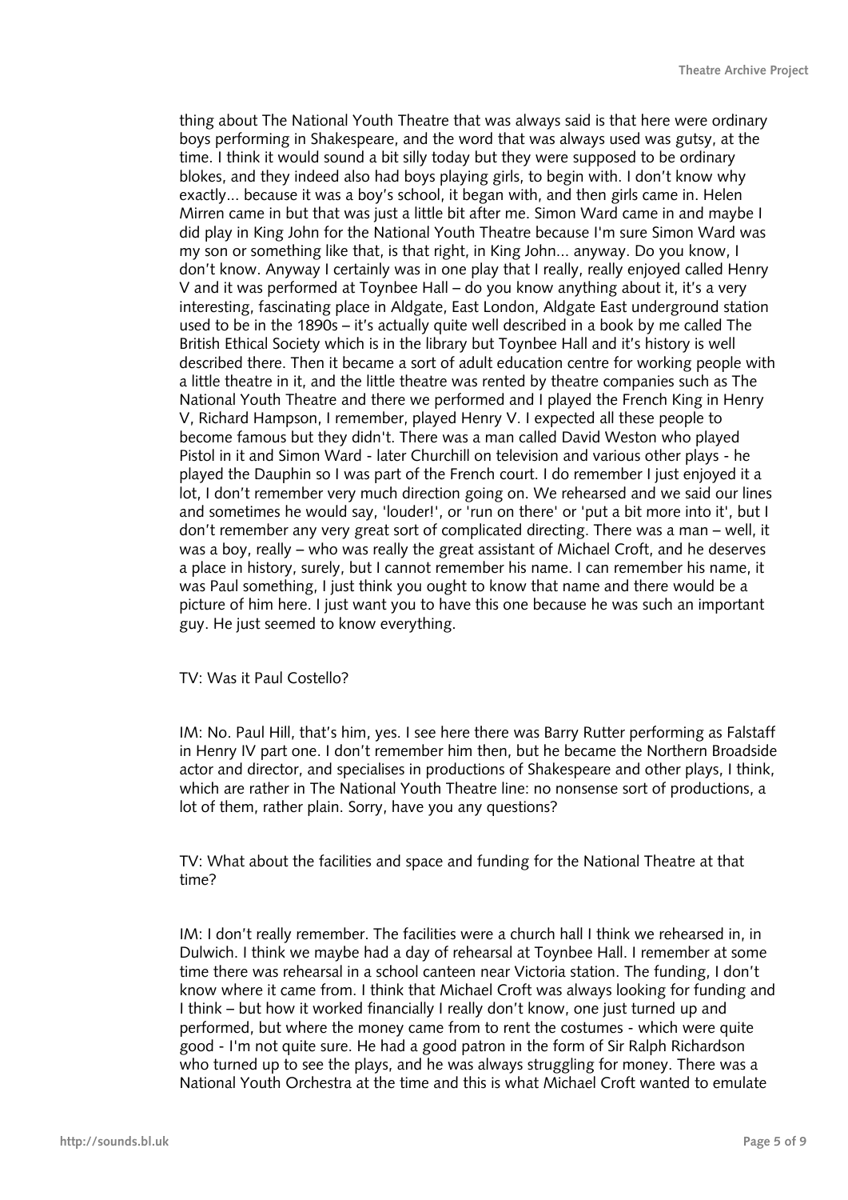thing about The National Youth Theatre that was always said is that here were ordinary boys performing in Shakespeare, and the word that was always used was gutsy, at the time. I think it would sound a bit silly today but they were supposed to be ordinary blokes, and they indeed also had boys playing girls, to begin with. I don't know why exactly... because it was a boy's school, it began with, and then girls came in. Helen Mirren came in but that was just a little bit after me. Simon Ward came in and maybe I did play in King John for the National Youth Theatre because I'm sure Simon Ward was my son or something like that, is that right, in King John... anyway. Do you know, I don't know. Anyway I certainly was in one play that I really, really enjoyed called Henry V and it was performed at Toynbee Hall – do you know anything about it, it's a very interesting, fascinating place in Aldgate, East London, Aldgate East underground station used to be in the 1890s – it's actually quite well described in a book by me called The British Ethical Society which is in the library but Toynbee Hall and it's history is well described there. Then it became a sort of adult education centre for working people with a little theatre in it, and the little theatre was rented by theatre companies such as The National Youth Theatre and there we performed and I played the French King in Henry V, Richard Hampson, I remember, played Henry V. I expected all these people to become famous but they didn't. There was a man called David Weston who played Pistol in it and Simon Ward - later Churchill on television and various other plays - he played the Dauphin so I was part of the French court. I do remember I just enjoyed it a lot, I don't remember very much direction going on. We rehearsed and we said our lines and sometimes he would say, 'louder!', or 'run on there' or 'put a bit more into it', but I don't remember any very great sort of complicated directing. There was a man – well, it was a boy, really – who was really the great assistant of Michael Croft, and he deserves a place in history, surely, but I cannot remember his name. I can remember his name, it was Paul something, I just think you ought to know that name and there would be a picture of him here. I just want you to have this one because he was such an important guy. He just seemed to know everything.

TV: Was it Paul Costello?

IM: No. Paul Hill, that's him, yes. I see here there was Barry Rutter performing as Falstaff in Henry IV part one. I don't remember him then, but he became the Northern Broadside actor and director, and specialises in productions of Shakespeare and other plays, I think, which are rather in The National Youth Theatre line: no nonsense sort of productions, a lot of them, rather plain. Sorry, have you any questions?

TV: What about the facilities and space and funding for the National Theatre at that time?

IM: I don't really remember. The facilities were a church hall I think we rehearsed in, in Dulwich. I think we maybe had a day of rehearsal at Toynbee Hall. I remember at some time there was rehearsal in a school canteen near Victoria station. The funding, I don't know where it came from. I think that Michael Croft was always looking for funding and I think – but how it worked financially I really don't know, one just turned up and performed, but where the money came from to rent the costumes - which were quite good - I'm not quite sure. He had a good patron in the form of Sir Ralph Richardson who turned up to see the plays, and he was always struggling for money. There was a National Youth Orchestra at the time and this is what Michael Croft wanted to emulate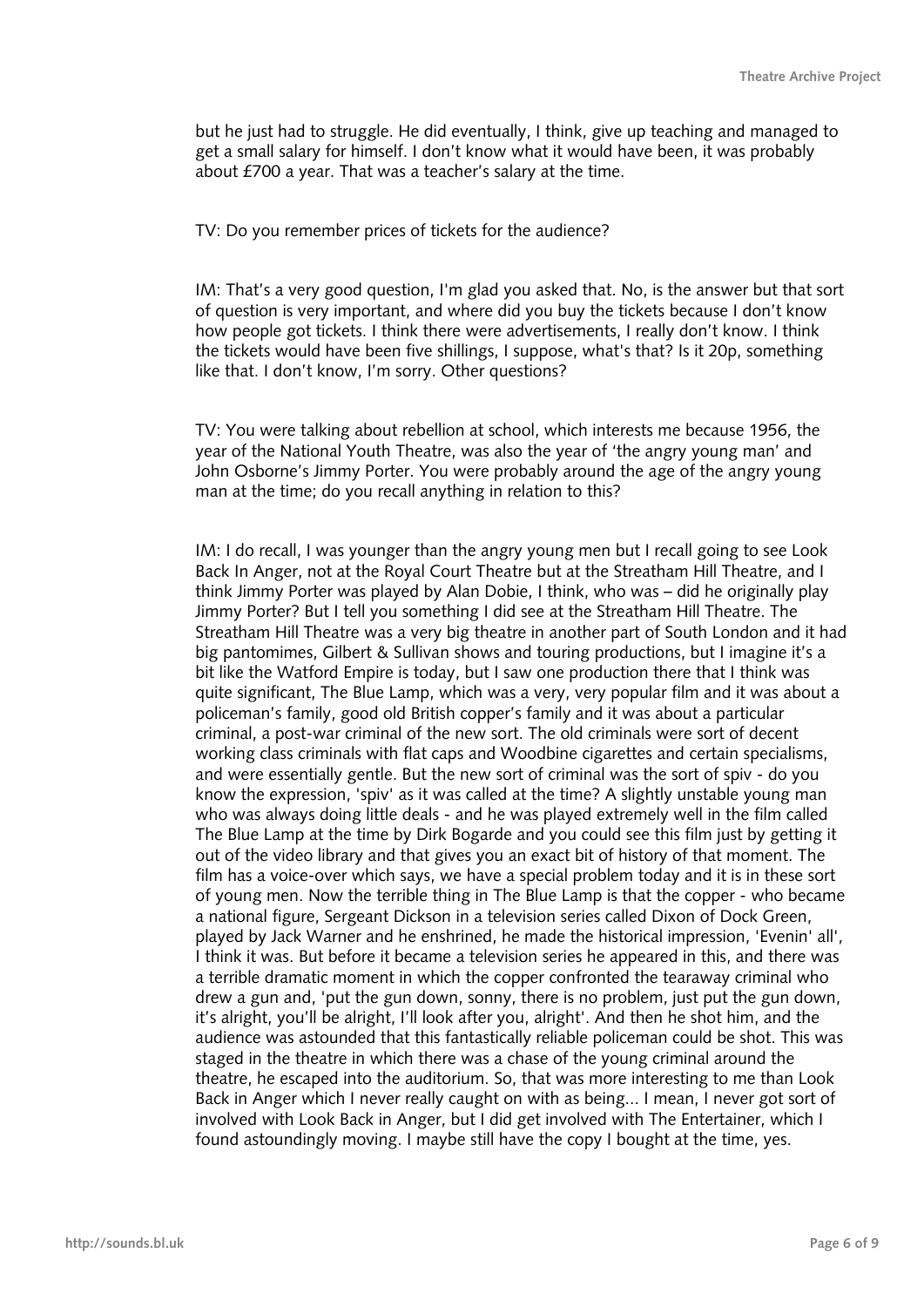but he just had to struggle. He did eventually, I think, give up teaching and managed to get a small salary for himself. I don't know what it would have been, it was probably about £700 a year. That was a teacher's salary at the time.

TV: Do you remember prices of tickets for the audience?

IM: That's a very good question, I'm glad you asked that. No, is the answer but that sort of question is very important, and where did you buy the tickets because I don't know how people got tickets. I think there were advertisements, I really don't know. I think the tickets would have been five shillings, I suppose, what's that? Is it 20p, something like that. I don't know, I'm sorry. Other questions?

TV: You were talking about rebellion at school, which interests me because 1956, the year of the National Youth Theatre, was also the year of 'the angry young man' and John Osborne's Jimmy Porter. You were probably around the age of the angry young man at the time; do you recall anything in relation to this?

IM: I do recall, I was younger than the angry young men but I recall going to see Look Back In Anger, not at the Royal Court Theatre but at the Streatham Hill Theatre, and I think Jimmy Porter was played by Alan Dobie, I think, who was – did he originally play Jimmy Porter? But I tell you something I did see at the Streatham Hill Theatre. The Streatham Hill Theatre was a very big theatre in another part of South London and it had big pantomimes, Gilbert & Sullivan shows and touring productions, but I imagine it's a bit like the Watford Empire is today, but I saw one production there that I think was quite significant, The Blue Lamp, which was a very, very popular film and it was about a policeman's family, good old British copper's family and it was about a particular criminal, a post-war criminal of the new sort. The old criminals were sort of decent working class criminals with flat caps and Woodbine cigarettes and certain specialisms, and were essentially gentle. But the new sort of criminal was the sort of spiv - do you know the expression, 'spiv' as it was called at the time? A slightly unstable young man who was always doing little deals - and he was played extremely well in the film called The Blue Lamp at the time by Dirk Bogarde and you could see this film just by getting it out of the video library and that gives you an exact bit of history of that moment. The film has a voice-over which says, we have a special problem today and it is in these sort of young men. Now the terrible thing in The Blue Lamp is that the copper - who became a national figure, Sergeant Dickson in a television series called Dixon of Dock Green, played by Jack Warner and he enshrined, he made the historical impression, 'Evenin' all', I think it was. But before it became a television series he appeared in this, and there was a terrible dramatic moment in which the copper confronted the tearaway criminal who drew a gun and, 'put the gun down, sonny, there is no problem, just put the gun down, it's alright, you'll be alright, I'll look after you, alright'. And then he shot him, and the audience was astounded that this fantastically reliable policeman could be shot. This was staged in the theatre in which there was a chase of the young criminal around the theatre, he escaped into the auditorium. So, that was more interesting to me than Look Back in Anger which I never really caught on with as being... I mean, I never got sort of involved with Look Back in Anger, but I did get involved with The Entertainer, which I found astoundingly moving. I maybe still have the copy I bought at the time, yes.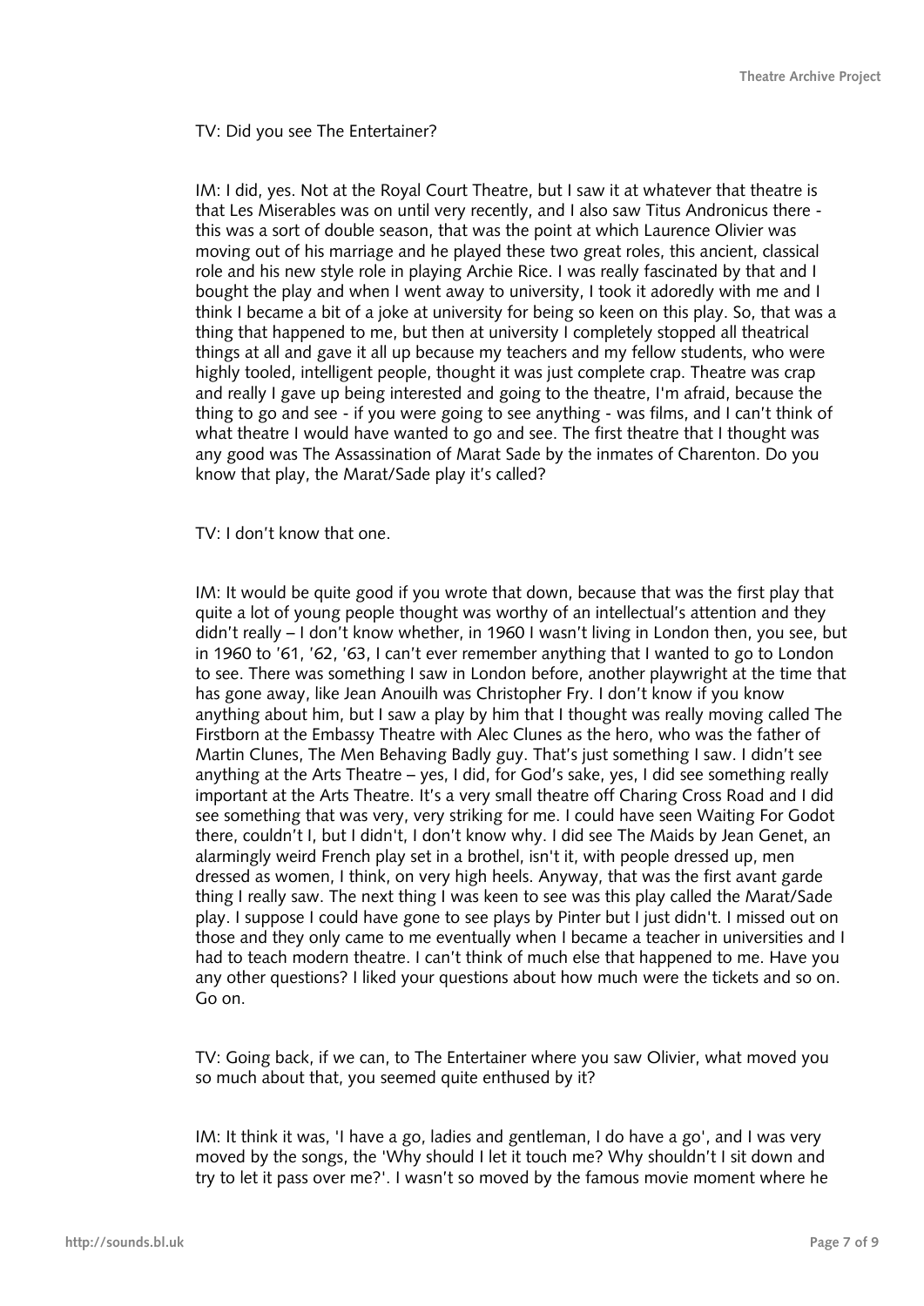TV: Did you see The Entertainer?

IM: I did, yes. Not at the Royal Court Theatre, but I saw it at whatever that theatre is that Les Miserables was on until very recently, and I also saw Titus Andronicus there - this was a sort of double season, that was the point at which Laurence Olivier was moving out of his marriage and he played these two great roles, this ancient, classical role and his new style role in playing Archie Rice. I was really fascinated by that and I bought the play and when I went away to university, I took it adoredly with me and I think I became a bit of a joke at university for being so keen on this play. So, that was a thing that happened to me, but then at university I completely stopped all theatrical things at all and gave it all up because my teachers and my fellow students, who were highly tooled, intelligent people, thought it was just complete crap. Theatre was crap and really I gave up being interested and going to the theatre, I'm afraid, because the thing to go and see - if you were going to see anything - was films, and I can't think of what theatre I would have wanted to go and see. The first theatre that I thought was any good was The Assassination of Marat Sade by the inmates of Charenton. Do you know that play, the Marat/Sade play it's called?

TV: I don't know that one.

IM: It would be quite good if you wrote that down, because that was the first play that quite a lot of young people thought was worthy of an intellectual's attention and they didn't really – I don't know whether, in 1960 I wasn't living in London then, you see, but in 1960 to '61, '62, '63, I can't ever remember anything that I wanted to go to London to see. There was something I saw in London before, another playwright at the time that has gone away, like Jean Anouilh was Christopher Fry. I don't know if you know anything about him, but I saw a play by him that I thought was really moving called The Firstborn at the Embassy Theatre with Alec Clunes as the hero, who was the father of Martin Clunes, The Men Behaving Badly guy. That's just something I saw. I didn't see anything at the Arts Theatre – yes, I did, for God's sake, yes, I did see something really important at the Arts Theatre. It's a very small theatre off Charing Cross Road and I did see something that was very, very striking for me. I could have seen Waiting For Godot there, couldn't I, but I didn't, I don't know why. I did see The Maids by Jean Genet, an alarmingly weird French play set in a brothel, isn't it, with people dressed up, men dressed as women, I think, on very high heels. Anyway, that was the first avant garde thing I really saw. The next thing I was keen to see was this play called the Marat/Sade play. I suppose I could have gone to see plays by Pinter but I just didn't. I missed out on those and they only came to me eventually when I became a teacher in universities and I had to teach modern theatre. I can't think of much else that happened to me. Have you any other questions? I liked your questions about how much were the tickets and so on. Go on.

TV: Going back, if we can, to The Entertainer where you saw Olivier, what moved you so much about that, you seemed quite enthused by it?

IM: It think it was, 'I have a go, ladies and gentleman, I do have a go', and I was very moved by the songs, the 'Why should I let it touch me? Why shouldn't I sit down and try to let it pass over me?'. I wasn't so moved by the famous movie moment where he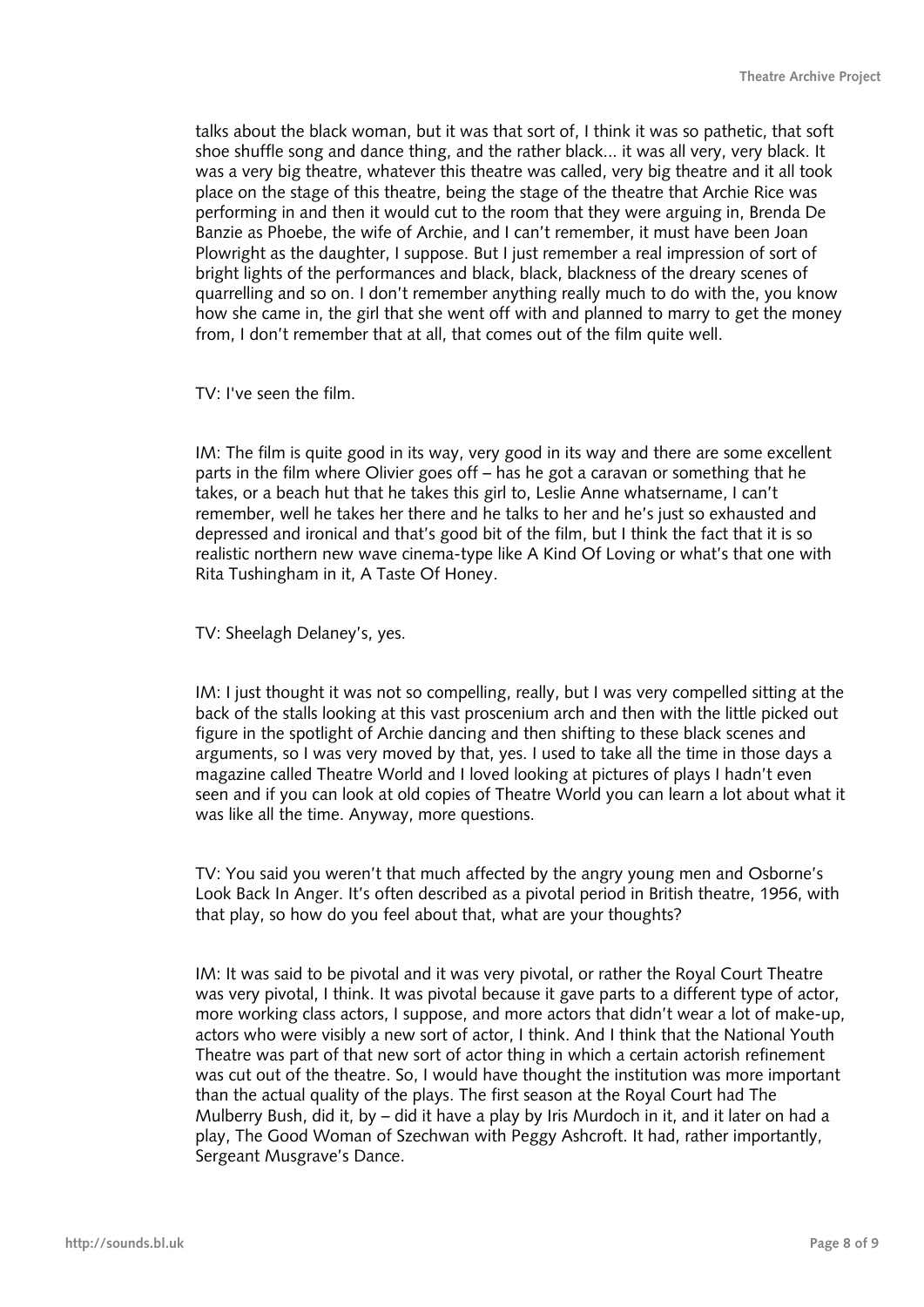talks about the black woman, but it was that sort of, I think it was so pathetic, that soft shoe shuffle song and dance thing, and the rather black... it was all very, very black. It was a very big theatre, whatever this theatre was called, very big theatre and it all took place on the stage of this theatre, being the stage of the theatre that Archie Rice was performing in and then it would cut to the room that they were arguing in, Brenda De Banzie as Phoebe, the wife of Archie, and I can't remember, it must have been Joan Plowright as the daughter, I suppose. But I just remember a real impression of sort of bright lights of the performances and black, black, blackness of the dreary scenes of quarrelling and so on. I don't remember anything really much to do with the, you know how she came in, the girl that she went off with and planned to marry to get the money from, I don't remember that at all, that comes out of the film quite well.

TV: I've seen the film.

IM: The film is quite good in its way, very good in its way and there are some excellent parts in the film where Olivier goes off – has he got a caravan or something that he takes, or a beach hut that he takes this girl to, Leslie Anne whatsername, I can't remember, well he takes her there and he talks to her and he's just so exhausted and depressed and ironical and that's good bit of the film, but I think the fact that it is so realistic northern new wave cinema-type like A Kind Of Loving or what's that one with Rita Tushingham in it, A Taste Of Honey.

TV: Sheelagh Delaney's, yes.

IM: I just thought it was not so compelling, really, but I was very compelled sitting at the back of the stalls looking at this vast proscenium arch and then with the little picked out figure in the spotlight of Archie dancing and then shifting to these black scenes and arguments, so I was very moved by that, yes. I used to take all the time in those days a magazine called Theatre World and I loved looking at pictures of plays I hadn't even seen and if you can look at old copies of Theatre World you can learn a lot about what it was like all the time. Anyway, more questions.

TV: You said you weren't that much affected by the angry young men and Osborne's Look Back In Anger. It's often described as a pivotal period in British theatre, 1956, with that play, so how do you feel about that, what are your thoughts?

IM: It was said to be pivotal and it was very pivotal, or rather the Royal Court Theatre was very pivotal, I think. It was pivotal because it gave parts to a different type of actor, more working class actors, I suppose, and more actors that didn't wear a lot of make-up, actors who were visibly a new sort of actor, I think. And I think that the National Youth Theatre was part of that new sort of actor thing in which a certain actorish refinement was cut out of the theatre. So, I would have thought the institution was more important than the actual quality of the plays. The first season at the Royal Court had The Mulberry Bush, did it, by – did it have a play by Iris Murdoch in it, and it later on had a play, The Good Woman of Szechwan with Peggy Ashcroft. It had, rather importantly, Sergeant Musgrave's Dance.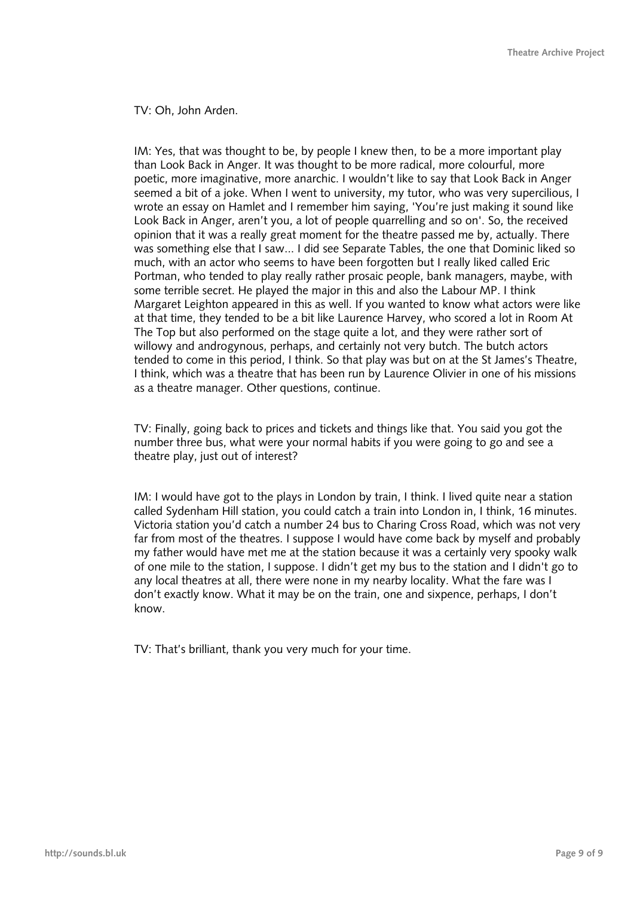TV: Oh, John Arden.

IM: Yes, that was thought to be, by people I knew then, to be a more important play than Look Back in Anger. It was thought to be more radical, more colourful, more poetic, more imaginative, more anarchic. I wouldn't like to say that Look Back in Anger seemed a bit of a joke. When I went to university, my tutor, who was very supercilious, I wrote an essay on Hamlet and I remember him saying, 'You're just making it sound like Look Back in Anger, aren't you, a lot of people quarrelling and so on'. So, the received opinion that it was a really great moment for the theatre passed me by, actually. There was something else that I saw... I did see Separate Tables, the one that Dominic liked so much, with an actor who seems to have been forgotten but I really liked called Eric Portman, who tended to play really rather prosaic people, bank managers, maybe, with some terrible secret. He played the major in this and also the Labour MP. I think Margaret Leighton appeared in this as well. If you wanted to know what actors were like at that time, they tended to be a bit like Laurence Harvey, who scored a lot in Room At The Top but also performed on the stage quite a lot, and they were rather sort of willowy and androgynous, perhaps, and certainly not very butch. The butch actors tended to come in this period, I think. So that play was but on at the St James's Theatre, I think, which was a theatre that has been run by Laurence Olivier in one of his missions as a theatre manager. Other questions, continue.

TV: Finally, going back to prices and tickets and things like that. You said you got the number three bus, what were your normal habits if you were going to go and see a theatre play, just out of interest?

IM: I would have got to the plays in London by train, I think. I lived quite near a station called Sydenham Hill station, you could catch a train into London in, I think, 16 minutes. Victoria station you'd catch a number 24 bus to Charing Cross Road, which was not very far from most of the theatres. I suppose I would have come back by myself and probably my father would have met me at the station because it was a certainly very spooky walk of one mile to the station, I suppose. I didn't get my bus to the station and I didn't go to any local theatres at all, there were none in my nearby locality. What the fare was I don't exactly know. What it may be on the train, one and sixpence, perhaps, I don't know.

TV: That's brilliant, thank you very much for your time.